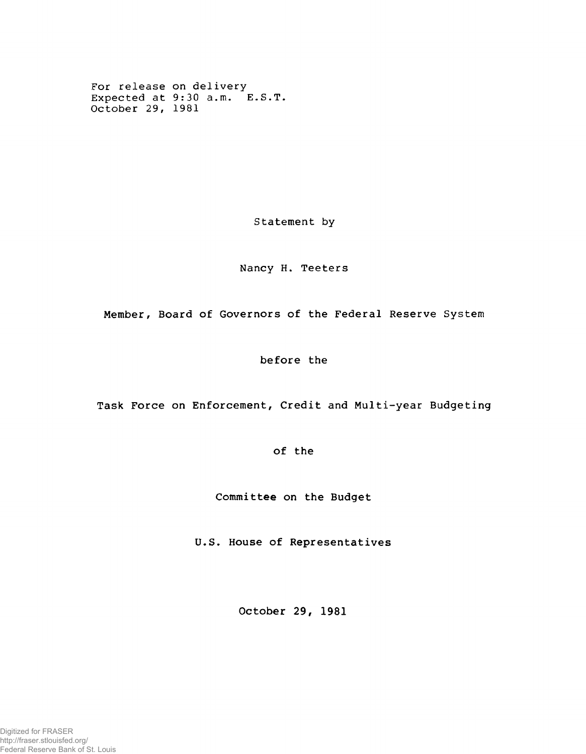For release on delivery
Expected at 9:30 a.m. E.S.T.
October 29, 1981

Statement by

Nancy H. Teeters

Member, Board of Governors of the Federal Reserve System

before the

Task Force on Enforcement, Credit and Multi-year Budgeting

of the

Committee on the Budget

U.S. House of Representatives

October 29, 1981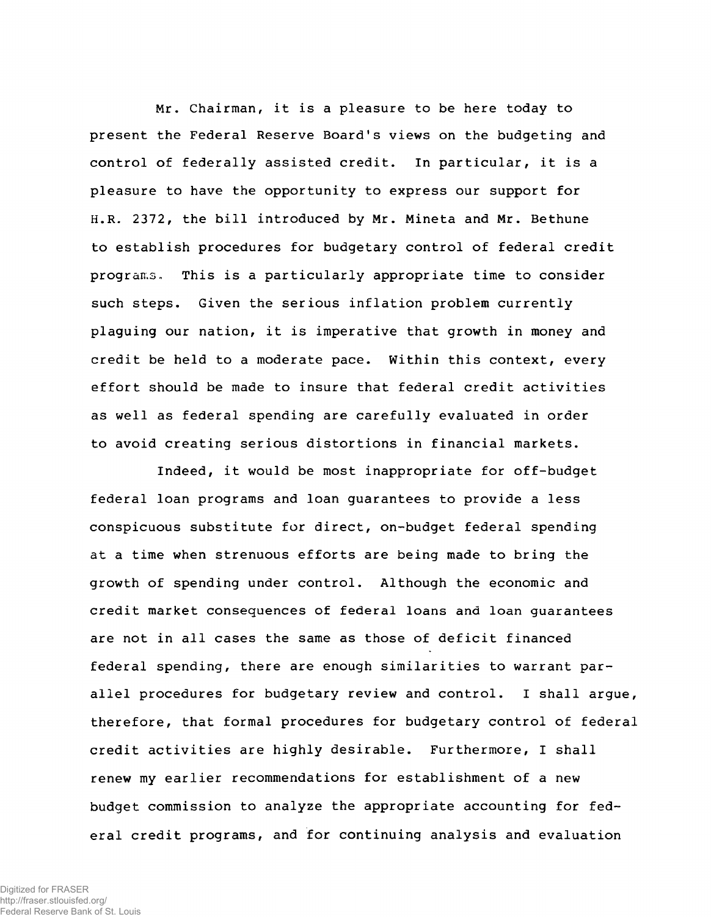Mr. Chairman, it is a pleasure to be here today to present the Federal Reserve Board's views on the budgeting and control of federally assisted credit. In particular, it is a pleasure to have the opportunity to express our support for H.R. 2372, the bill introduced by Mr. Mineta and Mr. Bethune to establish procedures for budgetary control of federal credit programs. This is a particularly appropriate time to consider such steps. Given the serious inflation problem currently plaguing our nation, it is imperative that growth in money and credit be held to a moderate pace. Within this context, every effort should be made to insure that federal credit activities as well as federal spending are carefully evaluated in order to avoid creating serious distortions in financial markets.

Indeed, it would be most inappropriate for off-budget federal loan programs and loan guarantees to provide a less conspicuous substitute for direct, on-budget federal spending at a time when strenuous efforts are being made to bring the growth of spending under control. Although the economic and credit market consequences of federal loans and loan guarantees are not in all cases the same as those of deficit financed federal spending, there are enough similarities to warrant parallel procedures for budgetary review and control. I shall argue, therefore, that formal procedures for budgetary control of federal credit activities are highly desirable. Furthermore, I shall renew my earlier recommendations for establishment of a new budget commission to analyze the appropriate accounting for federal credit programs, and for continuing analysis and evaluation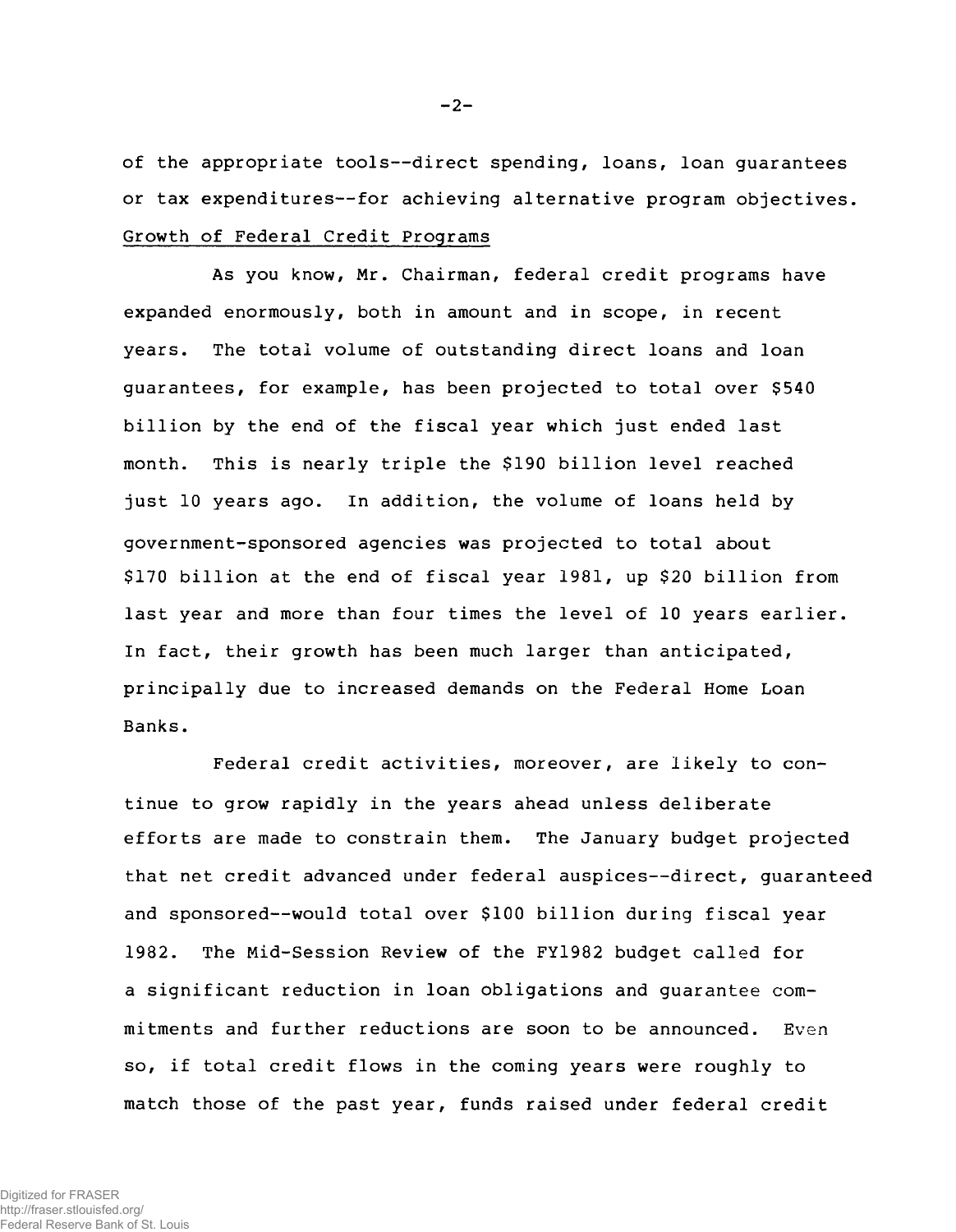of the appropriate tools--direct spending, loans, loan guarantees or tax expenditures--for achieving alternative program objectives.

## Growth of Federal Credit Programs

As you know, Mr. Chairman, federal credit programs have expanded enormously, both in amount and in scope, in recent years. The total volume of outstanding direct loans and loan guarantees, for example, has been projected to total over $540 billion by the end of the fiscal year which just ended last month. This is nearly triple the $190 billion level reached just 10 years ago. In addition, the volume of loans held by government-sponsored agencies was projected to total about $170 billion at the end of fiscal year 1981, up $20 billion from last year and more than four times the level of 10 years earlier. In fact, their growth has been much larger than anticipated, principally due to increased demands on the Federal Home Loan Banks.

Federal credit activities, moreover, are likely to continue to grow rapidly in the years ahead unless deliberate efforts are made to constrain them. The January budget projected that net credit advanced under federal auspices--direct, guaranteed and sponsored--would total over $100 billion during fiscal year 1982. The Mid-Session Review of the FY1982 budget called for a significant reduction in loan obligations and guarantee commitments and further reductions are soon to be announced. Even so, if total credit flows in the coming years were roughly to match those of the past year, funds raised under federal credit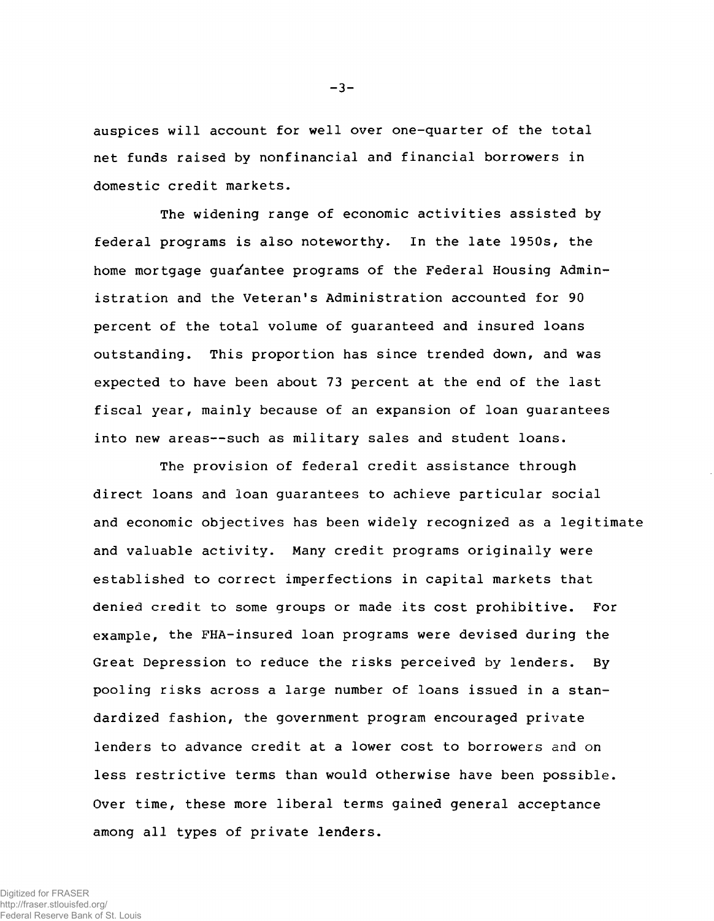auspices will account for well over one-quarter of the total net funds raised by nonfinancial and financial borrowers in domestic credit markets.

The widening range of economic activities assisted by federal programs is also noteworthy. In the late 1950s, the home mortgage guarantee programs of the Federal Housing Administration and the Veteran's Administration accounted for 90 percent of the total volume of guaranteed and insured loans outstanding. This proportion has since trended down, and was expected to have been about 73 percent at the end of the last fiscal year, mainly because of an expansion of loan guarantees into new areas--such as military sales and student loans.

The provision of federal credit assistance through direct loans and loan guarantees to achieve particular social and economic objectives has been widely recognized as a legitimate and valuable activity. Many credit programs originally were established to correct imperfections in capital markets that denied credit to some groups or made its cost prohibitive. For example, the FHA-insured loan programs were devised during the Great Depression to reduce the risks perceived by lenders. By pooling risks across a large number of loans issued in a standardized fashion, the government program encouraged private lenders to advance credit at a lower cost to borrowers and on less restrictive terms than would otherwise have been possible. Over time, these more liberal terms gained general acceptance among all types of private lenders.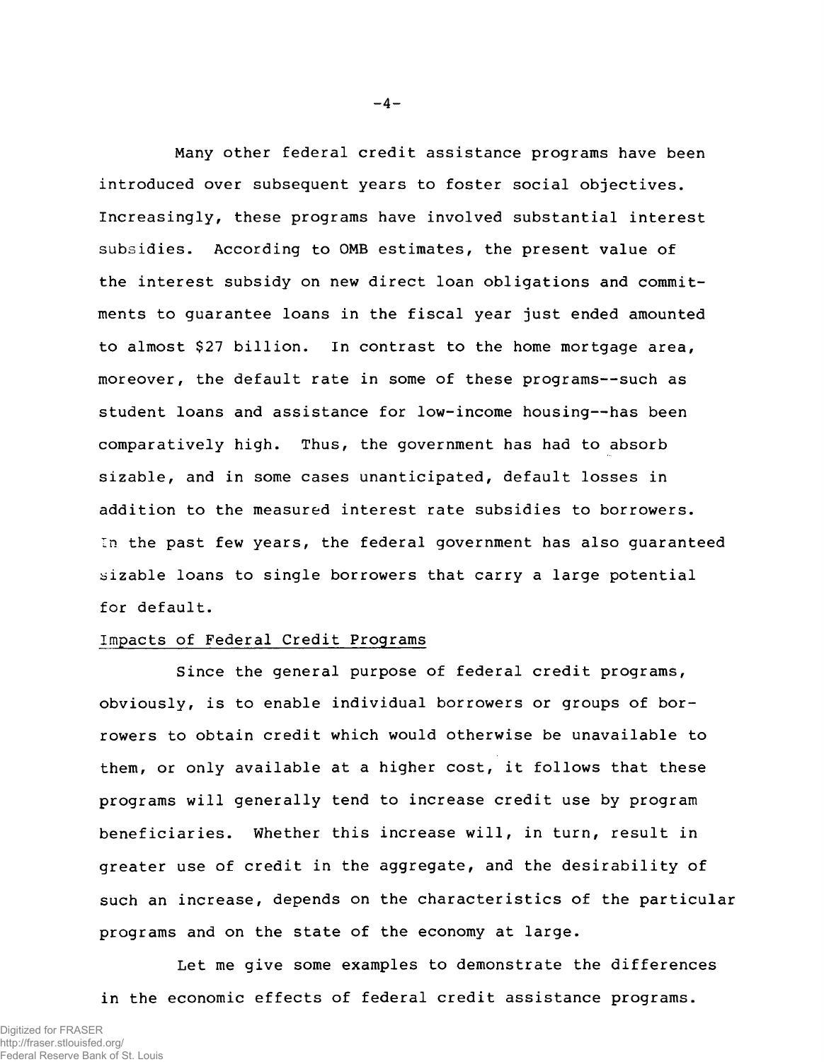Many other federal credit assistance programs have been introduced over subsequent years to foster social objectives. Increasingly, these programs have involved substantial interest subsidies. According to OMB estimates, the present value of the interest subsidy on new direct loan obligations and commitments to guarantee loans in the fiscal year just ended amounted to almost $27 billion. In contrast to the home mortgage area, moreover, the default rate in some of these programs--such as student loans and assistance for low-income housing--has been comparatively high. Thus, the government has had to absorb sizable, and in some cases unanticipated, default losses in addition to the measured interest rate subsidies to borrowers. In the past few years, the federal government has also guaranteed sizable loans to single borrowers that carry a large potential for default.

## Impacts of Federal Credit Programs

Since the general purpose of federal credit programs, obviously, is to enable individual borrowers or groups of borrowers to obtain credit which would otherwise be unavailable to them, or only available at a higher cost, it follows that these programs will generally tend to increase credit use by program beneficiaries. Whether this increase will, in turn, result in greater use of credit in the aggregate, and the desirability of such an increase, depends on the characteristics of the particular programs and on the state of the economy at large.

Let me give some examples to demonstrate the differences in the economic effects of federal credit assistance programs.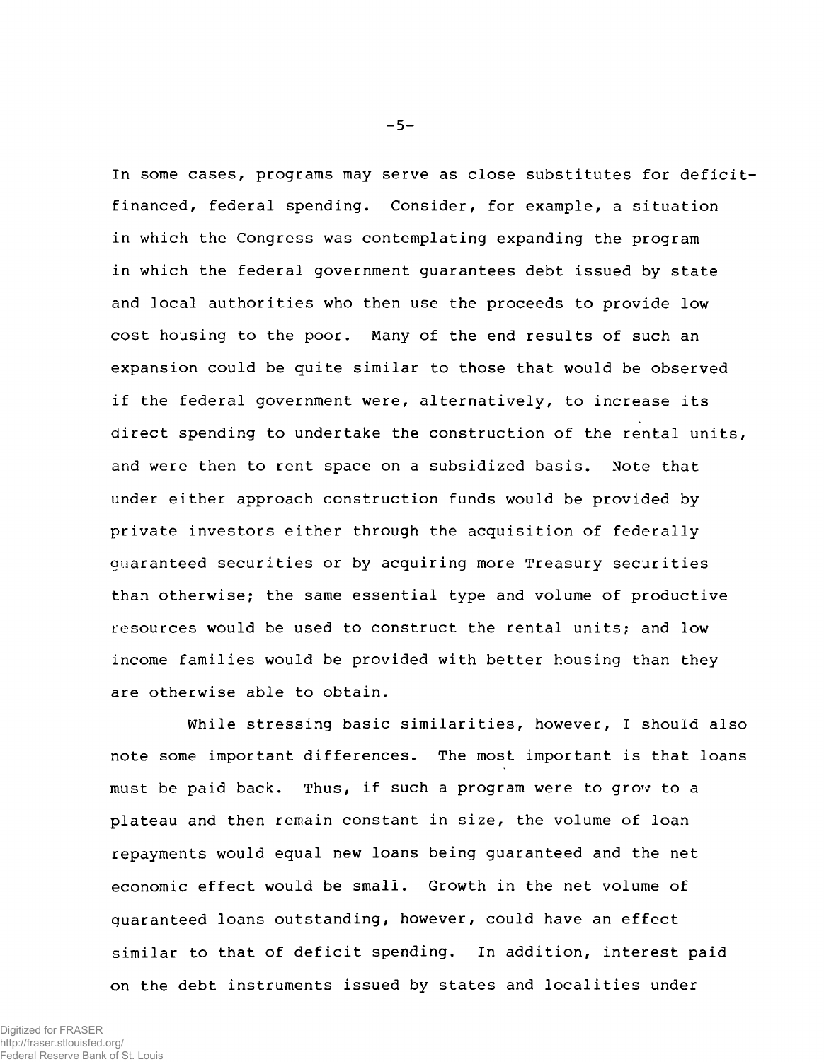In some cases, programs may serve as close substitutes for deficit-financed, federal spending. Consider, for example, a situation in which the Congress was contemplating expanding the program in which the federal government guarantees debt issued by state and local authorities who then use the proceeds to provide low cost housing to the poor. Many of the end results of such an expansion could be quite similar to those that would be observed if the federal government were, alternatively, to increase its direct spending to undertake the construction of the rental units, and were then to rent space on a subsidized basis. Note that under either approach construction funds would be provided by private investors either through the acquisition of federally guaranteed securities or by acquiring more Treasury securities than otherwise; the same essential type and volume of productive resources would be used to construct the rental units; and low income families would be provided with better housing than they are otherwise able to obtain.

While stressing basic similarities, however, I should also note some important differences. The most important is that loans must be paid back. Thus, if such a program were to grow to a plateau and then remain constant in size, the volume of loan repayments would equal new loans being guaranteed and the net economic effect would be small. Growth in the net volume of guaranteed loans outstanding, however, could have an effect similar to that of deficit spending. In addition, interest paid on the debt instruments issued by states and localities under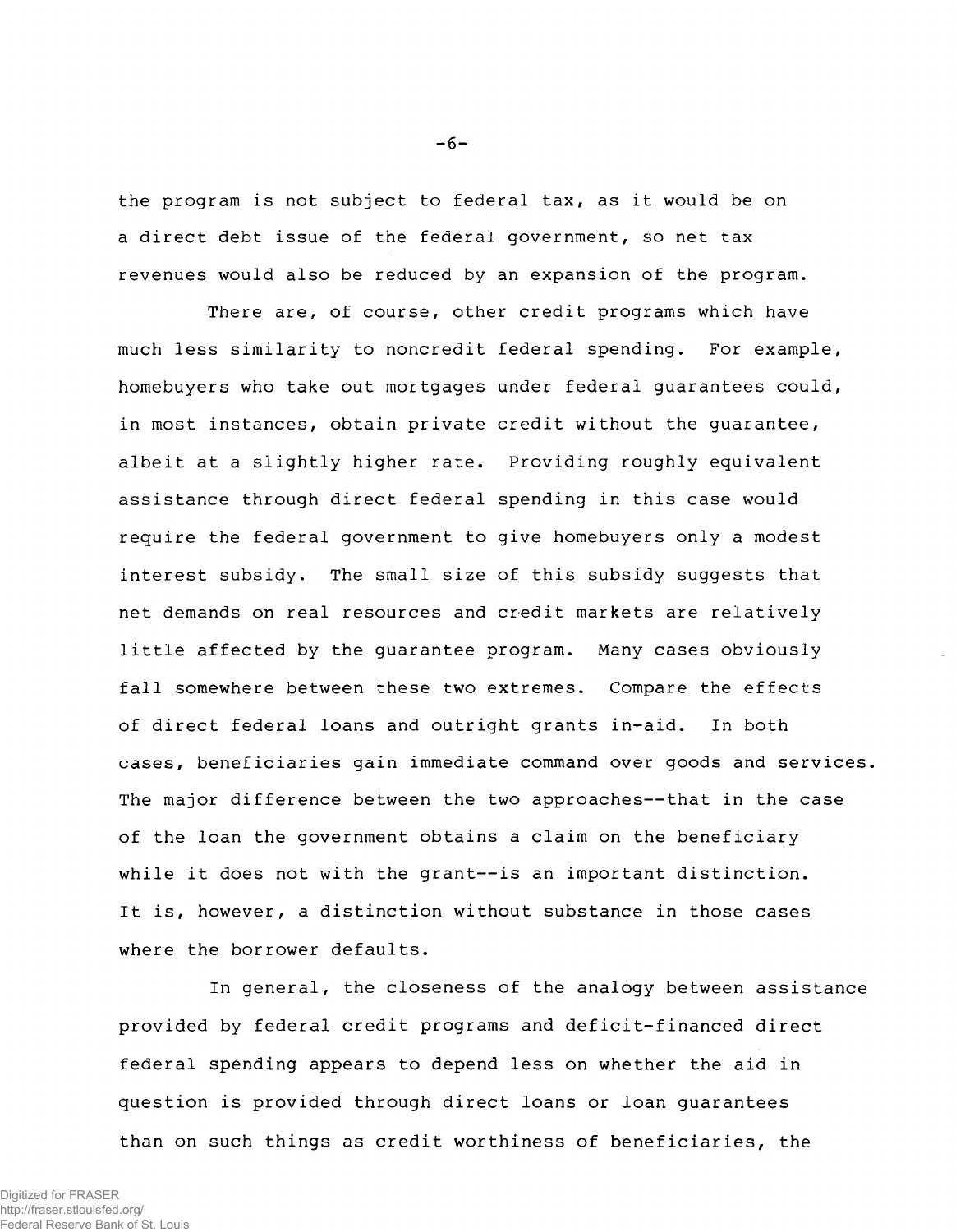the program is not subject to federal tax, as it would be on a direct debt issue of the federal government, so net tax revenues would also be reduced by an expansion of the program.

There are, of course, other credit programs which have much less similarity to noncredit federal spending. For example, homebuyers who take out mortgages under federal guarantees could, in most instances, obtain private credit without the guarantee, albeit at a slightly higher rate. Providing roughly equivalent assistance through direct federal spending in this case would require the federal government to give homebuyers only a modest interest subsidy. The small size of this subsidy suggests that net demands on real resources and credit markets are relatively little affected by the guarantee program. Many cases obviously fall somewhere between these two extremes. Compare the effects of direct federal loans and outright grants in-aid. In both cases, beneficiaries gain immediate command over goods and services. The major difference between the two approaches--that in the case of the loan the government obtains a claim on the beneficiary while it does not with the grant--is an important distinction. It is, however, a distinction without substance in those cases where the borrower defaults.

In general, the closeness of the analogy between assistance provided by federal credit programs and deficit-financed direct federal spending appears to depend less on whether the aid in question is provided through direct loans or loan guarantees than on such things as credit worthiness of beneficiaries, the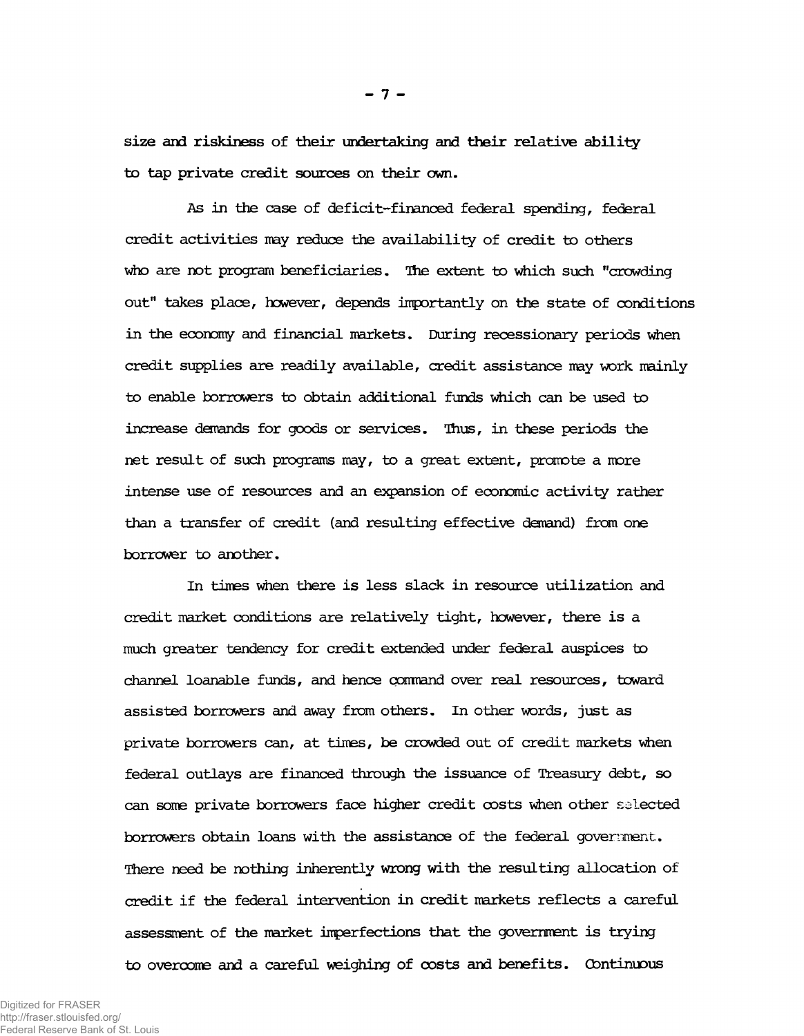size and riskiness of their undertaking and their relative ability to tap private credit sources on their own.

As in the case of deficit-financed federal spending, federal credit activities may reduce the availability of credit to others who are not program beneficiaries. The extent to which such "crowding out" takes place, however, depends importantly on the state of conditions in the economy and financial markets. During recessionary periods when credit supplies are readily available, credit assistance may work mainly to enable borrowers to obtain additional funds which can be used to increase demands for goods or services. Thus, in these periods the net result of such programs may, to a great extent, promote a more intense use of resources and an expansion of economic activity rather than a transfer of credit (and resulting effective demand) from one borrower to another.

In times when there is less slack in resource utilization and credit market conditions are relatively tight, however, there is a much greater tendency for credit extended under federal auspices to channel loanable funds, and hence command over real resources, toward assisted borrowers and away from others. In other words, just as private borrowers can, at times, be crowded out of credit markets when federal outlays are financed through the issuance of Treasury debt, so can some private borrowers face higher credit costs when other selected borrowers obtain loans with the assistance of the federal government. There need be nothing inherently wrong with the resulting allocation of credit if the federal intervention in credit markets reflects a careful assessment of the market imperfections that the government is trying to overcome and a careful weighing of costs and benefits. Continuous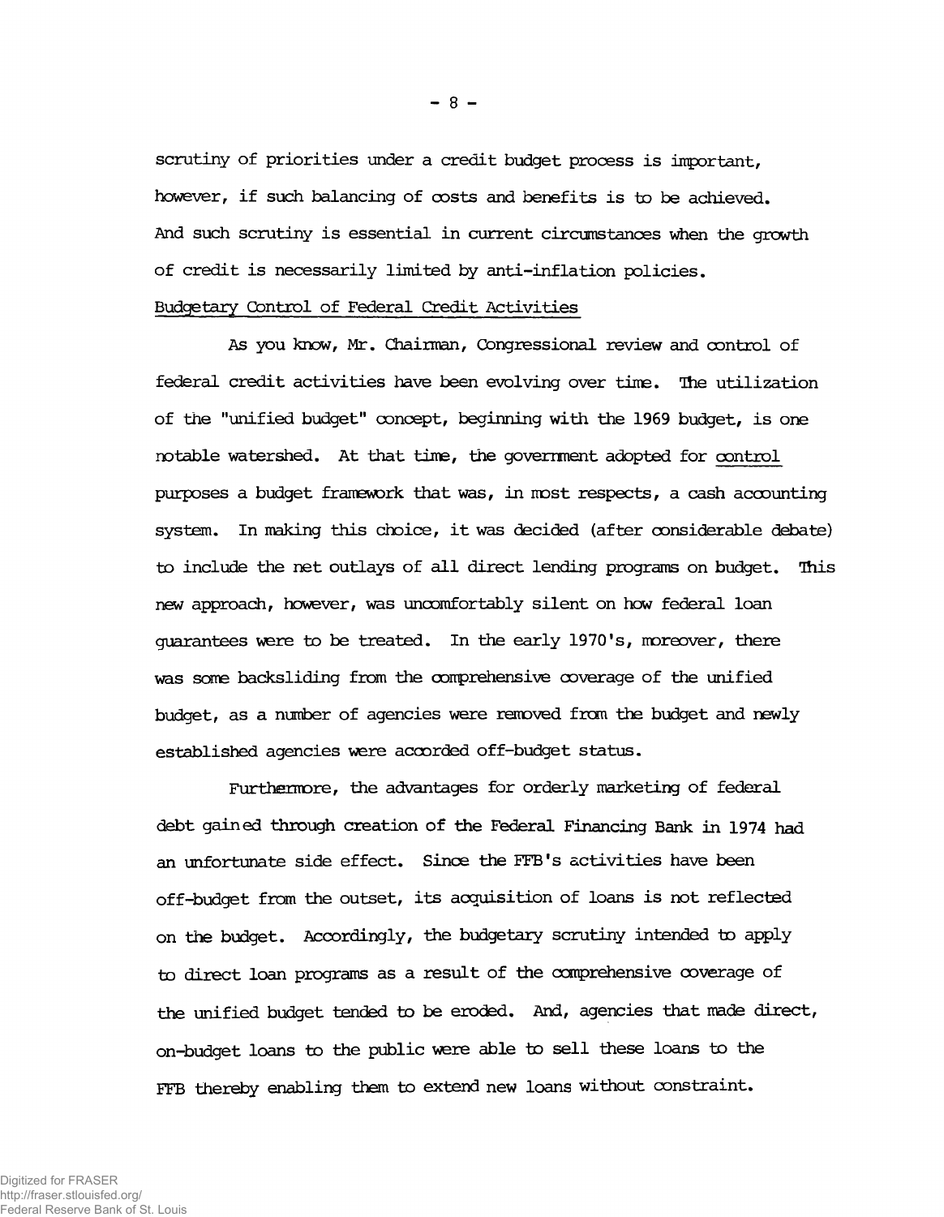scrutiny of priorities under a credit budget process is important, however, if such balancing of costs and benefits is to be achieved. And such scrutiny is essential in current circumstances when the growth of credit is necessarily limited by anti-inflation policies.

Budgetary Control of Federal Credit Activities

As you know, Mr. Chairman, Congressional review and control of federal credit activities have been evolving over time. The utilization of the "unified budget" concept, beginning with the 1969 budget, is one notable watershed. At that time, the government adopted for control purposes a budget framework that was, in most respects, a cash accounting system. In making this choice, it was decided (after considerable debate) to include the net outlays of all direct lending programs on budget. This new approach, however, was uncomfortably silent on how federal loan guarantees were to be treated. In the early 1970's, moreover, there was some backsliding from the comprehensive coverage of the unified budget, as a number of agencies were removed from the budget and newly established agencies were accorded off-budget status.

Furthermore, the advantages for orderly marketing of federal debt gained through creation of the Federal Financing Bank in 1974 had an unfortunate side effect. Since the FFB's activities have been off-budget from the outset, its acquisition of loans is not reflected on the budget. Accordingly, the budgetary scrutiny intended to apply to direct loan programs as a result of the comprehensive coverage of the unified budget tended to be eroded. And, agencies that made direct, on-budget loans to the public were able to sell these loans to the FFB thereby enabling them to extend new loans without constraint.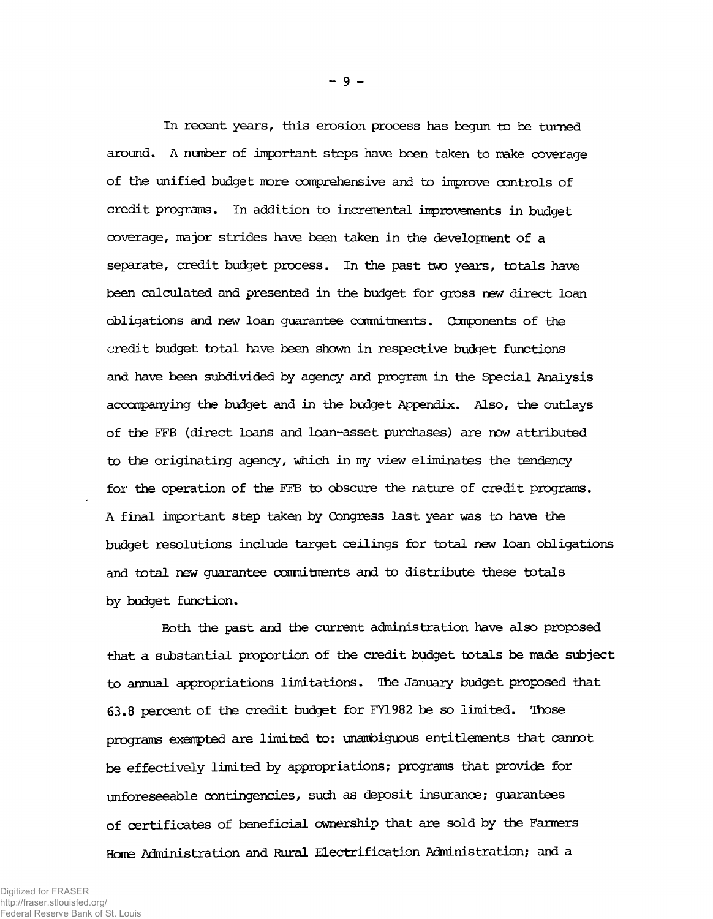In recent years, this erosion process has begun to be turned around. A number of important steps have been taken to make coverage of the unified budget more comprehensive and to improve controls of credit programs. In addition to incremental improvements in budget coverage, major strides have been taken in the development of a separate, credit budget process. In the past two years, totals have been calculated and presented in the budget for gross new direct loan obligations and new loan guarantee commitments. Components of the credit budget total have been shown in respective budget functions and have been subdivided by agency and program in the Special Analysis accompanying the budget and in the budget Appendix. Also, the outlays of the FFB (direct loans and loan-asset purchases) are now attributed to the originating agency, which in my view eliminates the tendency for the operation of the FFB to obscure the nature of credit programs. A final important step taken by Congress last year was to have the budget resolutions include target ceilings for total new loan obligations and total new guarantee commitments and to distribute these totals by budget function.

Both the past and the current administration have also proposed that a substantial proportion of the credit budget totals be made subject to annual appropriations limitations. The January budget proposed that 63.8 percent of the credit budget for FY1982 be so limited. Those programs exempted are limited to: unambiguous entitlements that cannot be effectively limited by appropriations; programs that provide for unforeseeable contingencies, such as deposit insurance; guarantees of certificates of beneficial ownership that are sold by the Farmers Home Administration and Rural Electrification Administration; and a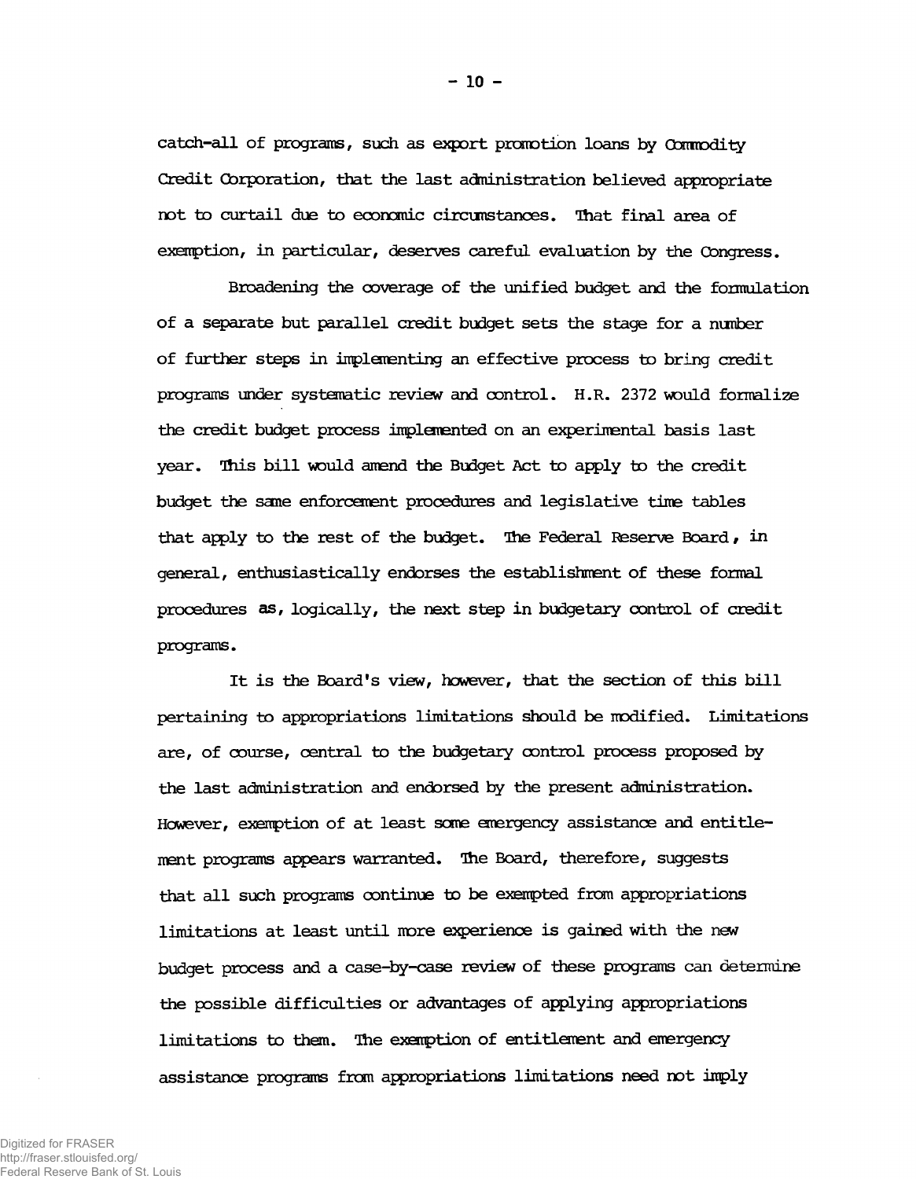catch-all of programs, such as export promotion loans by Commodity Credit Corporation, that the last administration believed appropriate not to curtail due to economic circumstances. That final area of exemption, in particular, deserves careful evaluation by the Congress.

Broadening the coverage of the unified budget and the formulation of a separate but parallel credit budget sets the stage for a number of further steps in implementing an effective process to bring credit programs under systematic review and control. H.R. 2372 would formalize the credit budget process implemented on an experimental basis last year. This bill would amend the Budget Act to apply to the credit budget the same enforcement procedures and legislative time tables that apply to the rest of the budget. The Federal Reserve Board, in general, enthusiastically endorses the establishment of these formal procedures as, logically, the next step in budgetary control of credit programs.

It is the Board's view, however, that the section of this bill pertaining to appropriations limitations should be modified. Limitations are, of course, central to the budgetary control process proposed by the last administration and endorsed by the present administration. However, exemption of at least some emergency assistance and entitlement programs appears warranted. The Board, therefore, suggests that all such programs continue to be exempted from appropriations limitations at least until more experience is gained with the new budget process and a case-by-case review of these programs can determine the possible difficulties or advantages of applying appropriations limitations to them. The exemption of entitlement and emergency assistance programs from appropriations limitations need not imply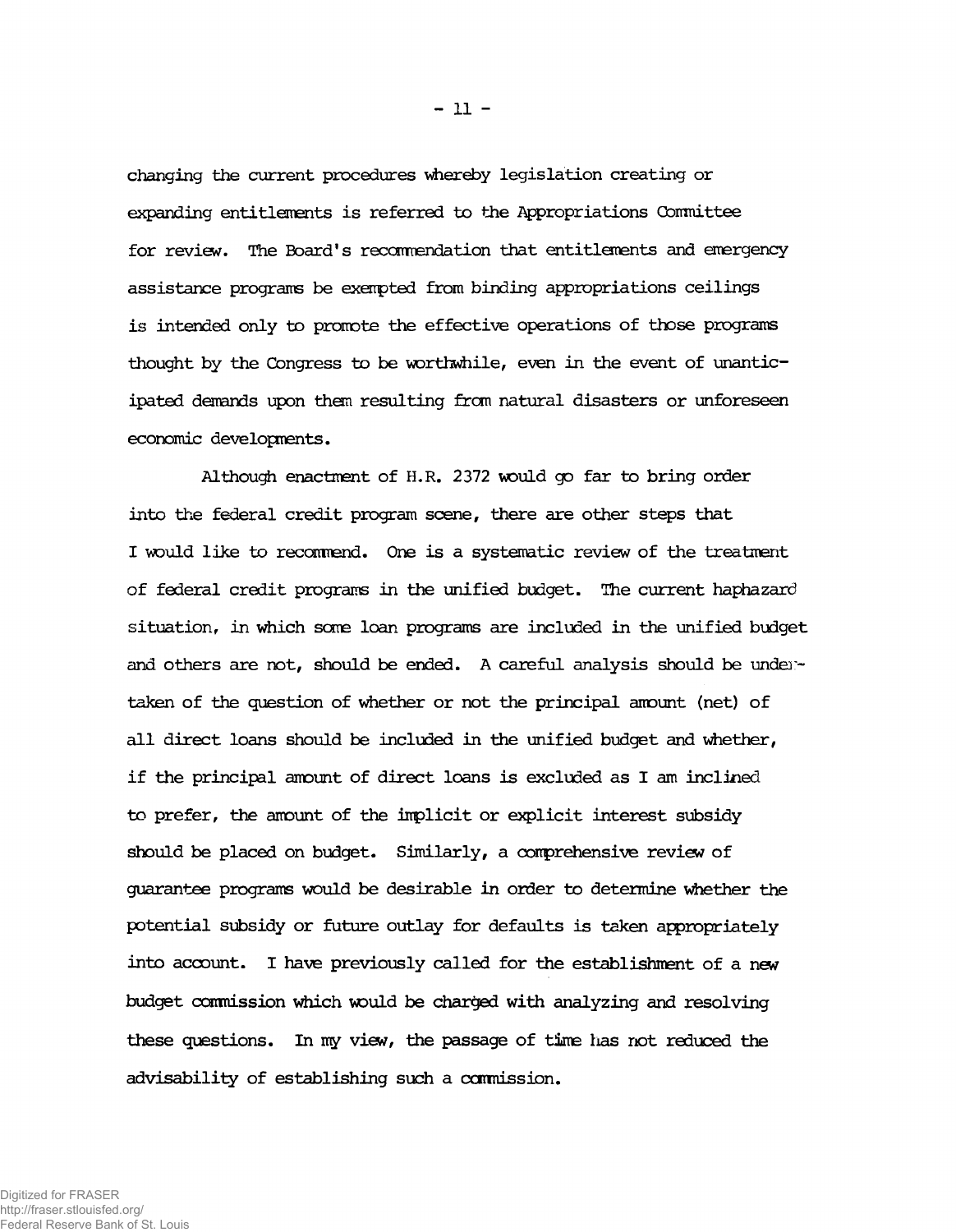changing the current procedures whereby legislation creating or expanding entitlements is referred to the Appropriations Committee for review. The Board's recommendation that entitlements and emergency assistance programs be exempted from binding appropriations ceilings is intended only to promote the effective operations of those programs thought by the Congress to be worthwhile, even in the event of unanticipated demands upon them resulting from natural disasters or unforeseen economic developments.

Although enactment of H.R. 2372 would go far to bring order into the federal credit program scene, there are other steps that I would like to recommend. One is a systematic review of the treatment of federal credit programs in the unified budget. The current haphazard situation, in which some loan programs are included in the unified budget and others are not, should be ended. A careful analysis should be undertaken of the question of whether or not the principal amount (net) of all direct loans should be included in the unified budget and whether, if the principal amount of direct loans is excluded as I am inclined to prefer, the amount of the implicit or explicit interest subsidy should be placed on budget. Similarly, a comprehensive review of guarantee programs would be desirable in order to determine whether the potential subsidy or future outlay for defaults is taken appropriately into account. I have previously called for the establishment of a new budget commission which would be charged with analyzing and resolving these questions. In my view, the passage of time has not reduced the advisability of establishing such a commission.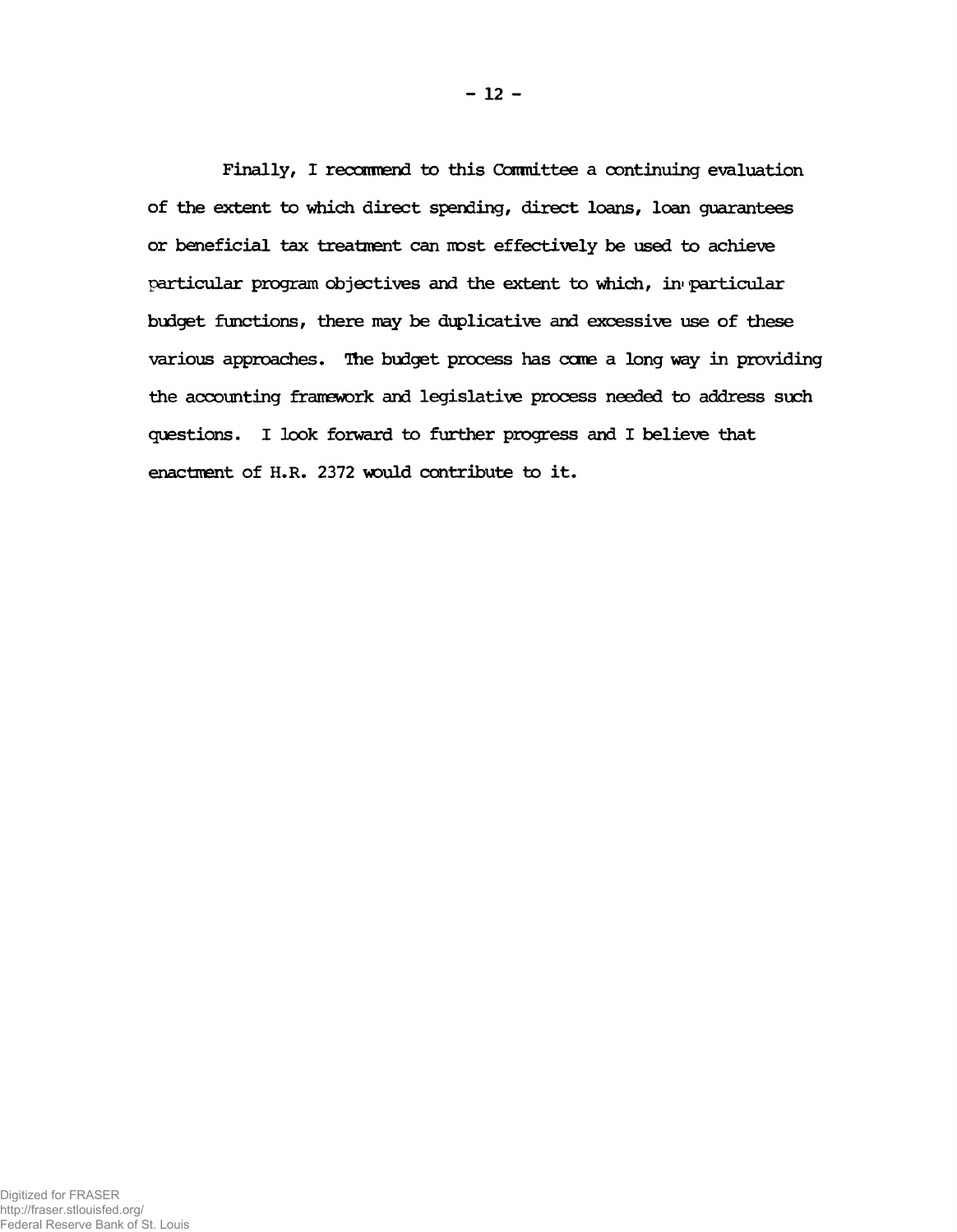Finally, I recommend to this Committee a continuing evaluation of the extent to which direct spending, direct loans, loan guarantees or beneficial tax treatment can most effectively be used to achieve particular program objectives and the extent to which, in particular budget functions, there may be duplicative and excessive use of these various approaches. The budget process has come a long way in providing the accounting framework and legislative process needed to address such questions. I look forward to further progress and I believe that enactment of H.R. 2372 would contribute to it.